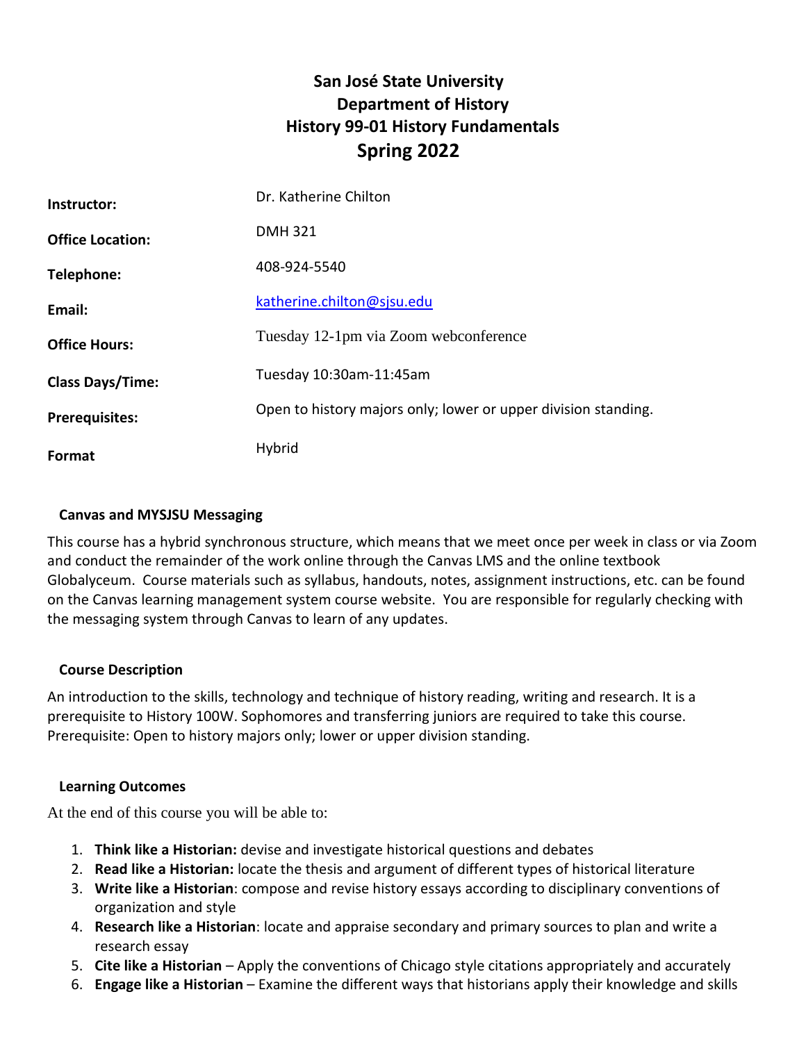# San José State University
## Department of History
## History 99-01 History Fundamentals
## Spring 2022

| | |
|---|---|
| **Instructor:** | Dr. Katherine Chilton |
| **Office Location:** | DMH 321 |
| **Telephone:** | 408-924-5540 |
| **Email:** | katherine.chilton@sjsu.edu |
| **Office Hours:** | Tuesday 12-1pm via Zoom webconference |
| **Class Days/Time:** | Tuesday 10:30am-11:45am |
| **Prerequisites:** | Open to history majors only; lower or upper division standing. |
| **Format** | Hybrid |

### Canvas and MYSJSU Messaging

This course has a hybrid synchronous structure, which means that we meet once per week in class or via Zoom and conduct the remainder of the work online through the Canvas LMS and the online textbook Globalyceum. Course materials such as syllabus, handouts, notes, assignment instructions, etc. can be found on the Canvas learning management system course website. You are responsible for regularly checking with the messaging system through Canvas to learn of any updates.

### Course Description

An introduction to the skills, technology and technique of history reading, writing and research. It is a prerequisite to History 100W. Sophomores and transferring juniors are required to take this course. Prerequisite: Open to history majors only; lower or upper division standing.

### Learning Outcomes

At the end of this course you will be able to:

1. **Think like a Historian:** devise and investigate historical questions and debates
2. **Read like a Historian:** locate the thesis and argument of different types of historical literature
3. **Write like a Historian**: compose and revise history essays according to disciplinary conventions of organization and style
4. **Research like a Historian**: locate and appraise secondary and primary sources to plan and write a research essay
5. **Cite like a Historian** – Apply the conventions of Chicago style citations appropriately and accurately
6. **Engage like a Historian** – Examine the different ways that historians apply their knowledge and skills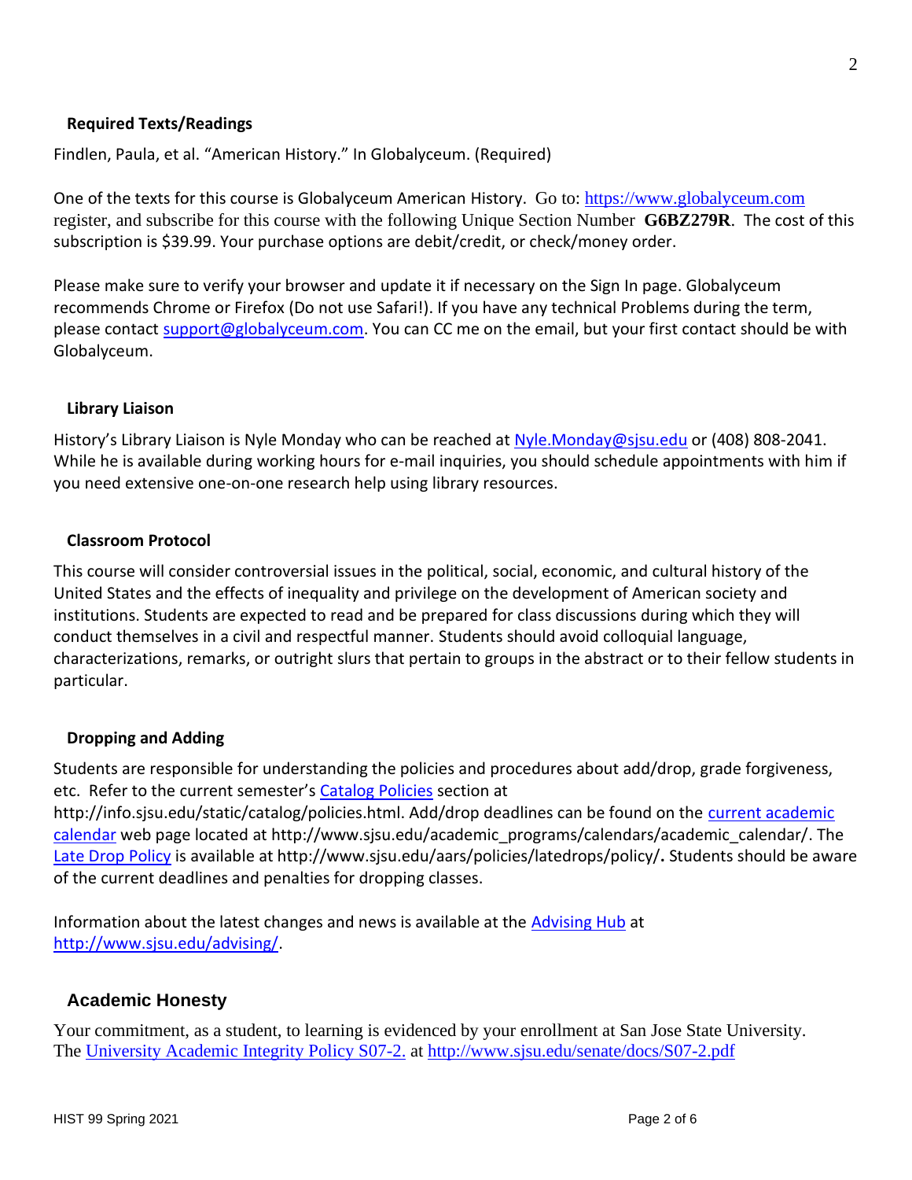### Required Texts/Readings

Findlen, Paula, et al. "American History." In Globalyceum. (Required)

One of the texts for this course is Globalyceum American History. Go to: [https://www.globalyceum.com](https://www.globalyceum.com) register, and subscribe for this course with the following Unique Section Number **G6BZ279R**. The cost of this subscription is $39.99. Your purchase options are debit/credit, or check/money order.

Please make sure to verify your browser and update it if necessary on the Sign In page. Globalyceum recommends Chrome or Firefox (Do not use Safari!). If you have any technical Problems during the term, please contact [support@globalyceum.com](mailto:support@globalyceum.com). You can CC me on the email, but your first contact should be with Globalyceum.

### Library Liaison

History's Library Liaison is Nyle Monday who can be reached at [Nyle.Monday@sjsu.edu](mailto:Nyle.Monday@sjsu.edu) or (408) 808-2041. While he is available during working hours for e-mail inquiries, you should schedule appointments with him if you need extensive one-on-one research help using library resources.

### Classroom Protocol

This course will consider controversial issues in the political, social, economic, and cultural history of the United States and the effects of inequality and privilege on the development of American society and institutions. Students are expected to read and be prepared for class discussions during which they will conduct themselves in a civil and respectful manner. Students should avoid colloquial language, characterizations, remarks, or outright slurs that pertain to groups in the abstract or to their fellow students in particular.

### Dropping and Adding

Students are responsible for understanding the policies and procedures about add/drop, grade forgiveness, etc. Refer to the current semester's [Catalog Policies](http://info.sjsu.edu/static/catalog/policies.html) section at http://info.sjsu.edu/static/catalog/policies.html. Add/drop deadlines can be found on the [current academic calendar](http://www.sjsu.edu/academic_programs/calendars/academic_calendar/) web page located at http://www.sjsu.edu/academic_programs/calendars/academic_calendar/. The [Late Drop Policy](http://www.sjsu.edu/aars/policies/latedrops/policy/) is available at http://www.sjsu.edu/aars/policies/latedrops/policy/**.** Students should be aware of the current deadlines and penalties for dropping classes.

Information about the latest changes and news is available at the [Advising Hub](http://www.sjsu.edu/advising/) at [http://www.sjsu.edu/advising/](http://www.sjsu.edu/advising/).

## Academic Honesty

Your commitment, as a student, to learning is evidenced by your enrollment at San Jose State University. The [University Academic Integrity Policy S07-2.](http://www.sjsu.edu/senate/docs/S07-2.pdf) at [http://www.sjsu.edu/senate/docs/S07-2.pdf](http://www.sjsu.edu/senate/docs/S07-2.pdf)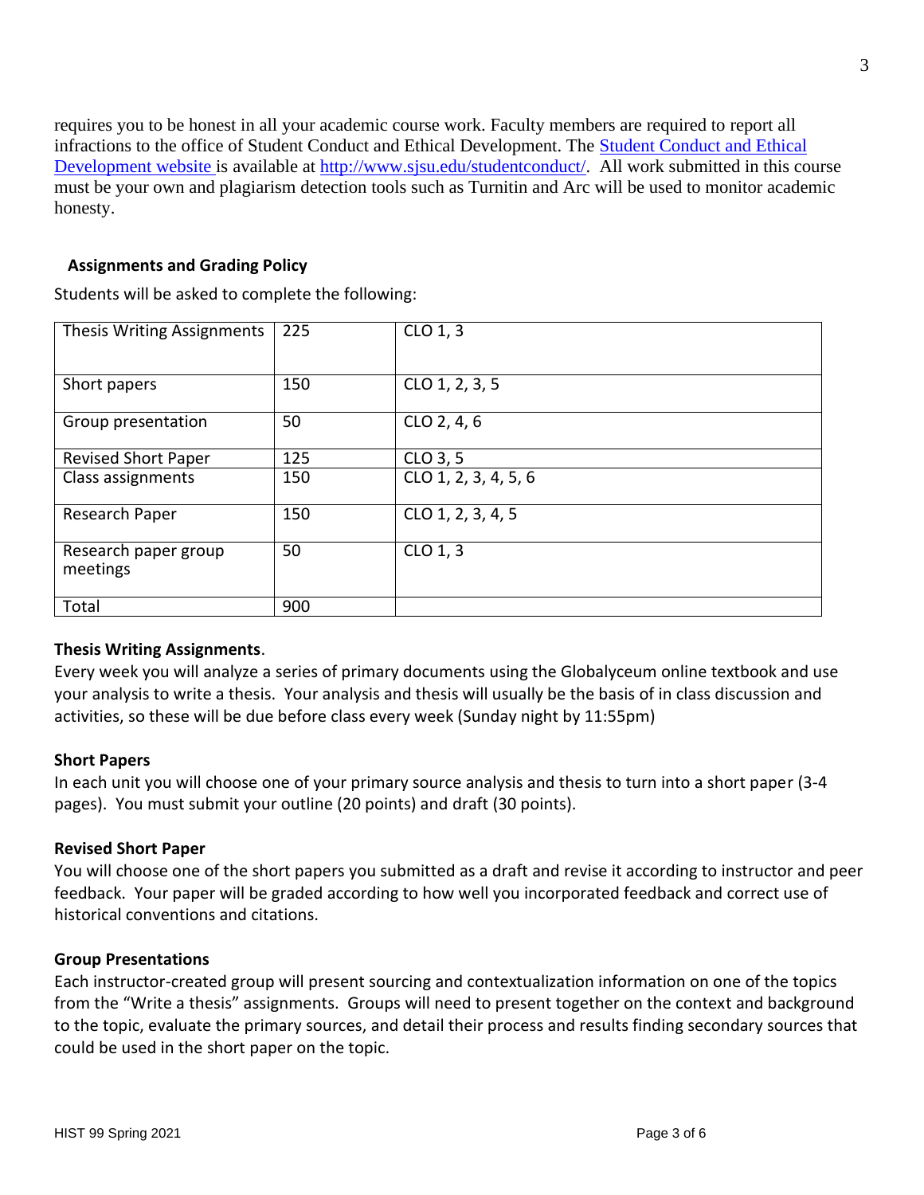requires you to be honest in all your academic course work. Faculty members are required to report all infractions to the office of Student Conduct and Ethical Development. The [Student Conduct and Ethical Development website](http://www.sjsu.edu/studentconduct/) is available at [http://www.sjsu.edu/studentconduct/](http://www.sjsu.edu/studentconduct/). All work submitted in this course must be your own and plagiarism detection tools such as Turnitin and Arc will be used to monitor academic honesty.

## Assignments and Grading Policy

Students will be asked to complete the following:

| Thesis Writing Assignments | 225 | CLO 1, 3 |
|---|---|---|
| Short papers | 150 | CLO 1, 2, 3, 5 |
| Group presentation | 50 | CLO 2, 4, 6 |
| Revised Short Paper | 125 | CLO 3, 5 |
| Class assignments | 150 | CLO 1, 2, 3, 4, 5, 6 |
| Research Paper | 150 | CLO 1, 2, 3, 4, 5 |
| Research paper group meetings | 50 | CLO 1, 3 |
| Total | 900 | |

**Thesis Writing Assignments**.
Every week you will analyze a series of primary documents using the Globalyceum online textbook and use your analysis to write a thesis. Your analysis and thesis will usually be the basis of in class discussion and activities, so these will be due before class every week (Sunday night by 11:55pm)

**Short Papers**
In each unit you will choose one of your primary source analysis and thesis to turn into a short paper (3-4 pages). You must submit your outline (20 points) and draft (30 points).

**Revised Short Paper**
You will choose one of the short papers you submitted as a draft and revise it according to instructor and peer feedback. Your paper will be graded according to how well you incorporated feedback and correct use of historical conventions and citations.

**Group Presentations**
Each instructor-created group will present sourcing and contextualization information on one of the topics from the "Write a thesis" assignments. Groups will need to present together on the context and background to the topic, evaluate the primary sources, and detail their process and results finding secondary sources that could be used in the short paper on the topic.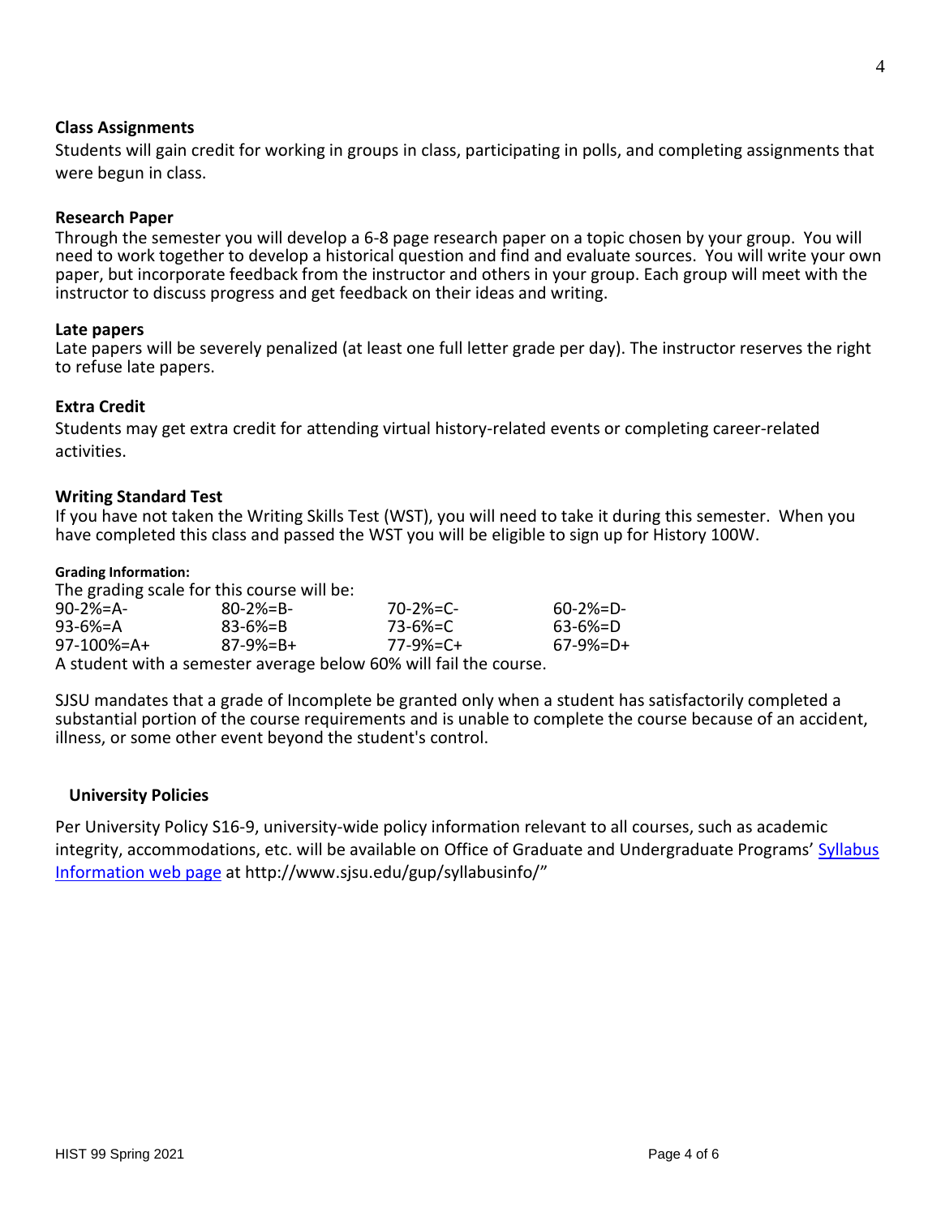### Class Assignments

Students will gain credit for working in groups in class, participating in polls, and completing assignments that were begun in class.

### Research Paper

Through the semester you will develop a 6-8 page research paper on a topic chosen by your group. You will need to work together to develop a historical question and find and evaluate sources. You will write your own paper, but incorporate feedback from the instructor and others in your group. Each group will meet with the instructor to discuss progress and get feedback on their ideas and writing.

### Late papers

Late papers will be severely penalized (at least one full letter grade per day). The instructor reserves the right to refuse late papers.

### Extra Credit

Students may get extra credit for attending virtual history-related events or completing career-related activities.

### Writing Standard Test

If you have not taken the Writing Skills Test (WST), you will need to take it during this semester. When you have completed this class and passed the WST you will be eligible to sign up for History 100W.

**Grading Information:**

The grading scale for this course will be:

| | | | |
|---|---|---|---|
| 90-2%=A- | 80-2%=B- | 70-2%=C- | 60-2%=D- |
| 93-6%=A | 83-6%=B | 73-6%=C | 63-6%=D |
| 97-100%=A+ | 87-9%=B+ | 77-9%=C+ | 67-9%=D+ |

A student with a semester average below 60% will fail the course.

SJSU mandates that a grade of Incomplete be granted only when a student has satisfactorily completed a substantial portion of the course requirements and is unable to complete the course because of an accident, illness, or some other event beyond the student's control.

### University Policies

Per University Policy S16-9, university-wide policy information relevant to all courses, such as academic integrity, accommodations, etc. will be available on Office of Graduate and Undergraduate Programs' Syllabus Information web page at http://www.sjsu.edu/gup/syllabusinfo/"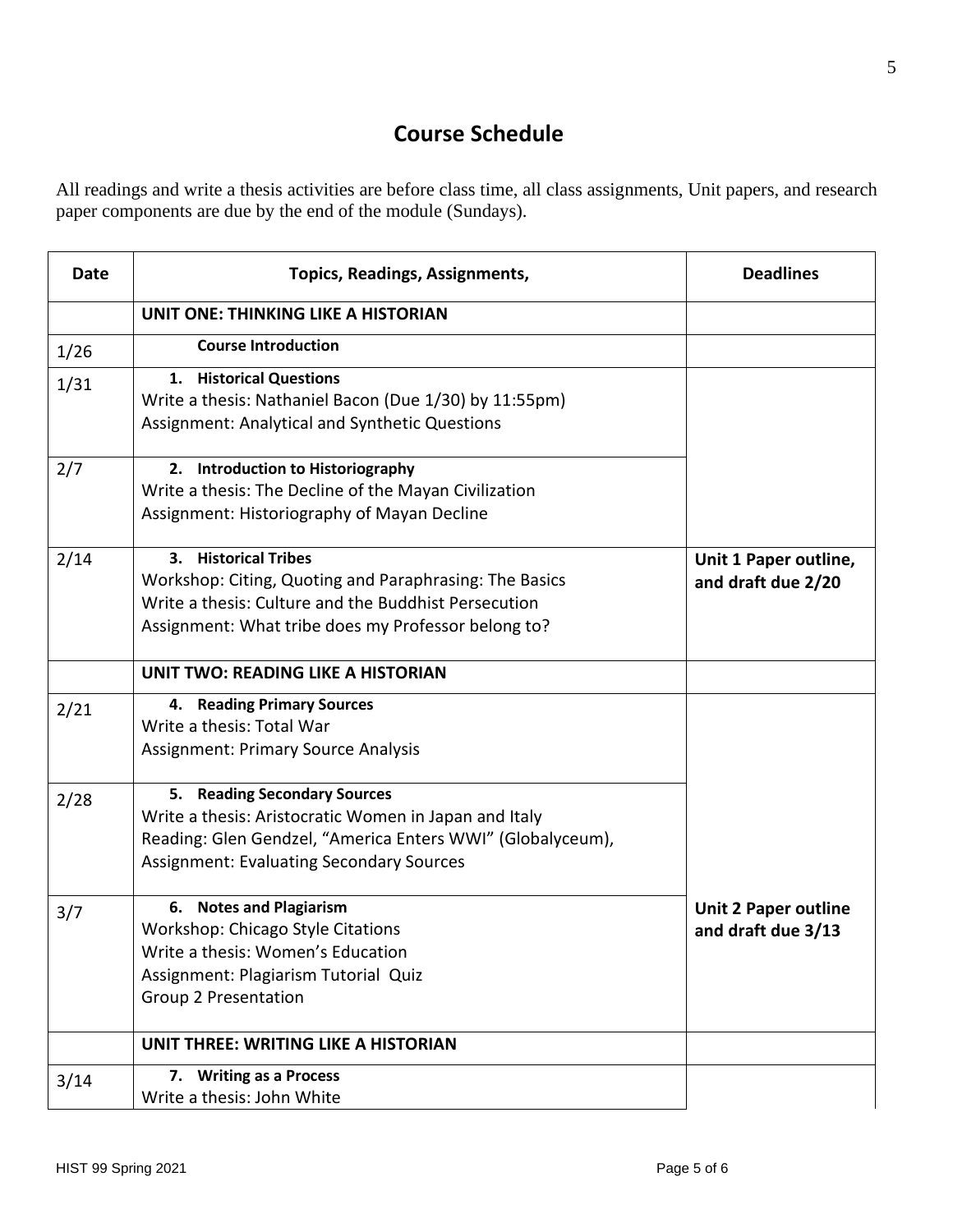## Course Schedule

All readings and write a thesis activities are before class time, all class assignments, Unit papers, and research paper components are due by the end of the module (Sundays).

| Date | Topics, Readings, Assignments, | Deadlines |
|---|---|---|
| | **UNIT ONE: THINKING LIKE A HISTORIAN** | |
| 1/26 | **Course Introduction** | |
| 1/31 | **1. Historical Questions**<br>Write a thesis: Nathaniel Bacon (Due 1/30) by 11:55pm)<br>Assignment: Analytical and Synthetic Questions | |
| 2/7 | **2. Introduction to Historiography**<br>Write a thesis: The Decline of the Mayan Civilization<br>Assignment: Historiography of Mayan Decline | |
| 2/14 | **3. Historical Tribes**<br>Workshop: Citing, Quoting and Paraphrasing: The Basics<br>Write a thesis: Culture and the Buddhist Persecution<br>Assignment: What tribe does my Professor belong to? | **Unit 1 Paper outline, and draft due 2/20** |
| | **UNIT TWO: READING LIKE A HISTORIAN** | |
| 2/21 | **4. Reading Primary Sources**<br>Write a thesis: Total War<br>Assignment: Primary Source Analysis | |
| 2/28 | **5. Reading Secondary Sources**<br>Write a thesis: Aristocratic Women in Japan and Italy<br>Reading: Glen Gendzel, "America Enters WWI" (Globalyceum),<br>Assignment: Evaluating Secondary Sources | |
| 3/7 | **6. Notes and Plagiarism**<br>Workshop: Chicago Style Citations<br>Write a thesis: Women's Education<br>Assignment: Plagiarism Tutorial Quiz<br>Group 2 Presentation | **Unit 2 Paper outline and draft due 3/13** |
| | **UNIT THREE: WRITING LIKE A HISTORIAN** | |
| 3/14 | **7. Writing as a Process**<br>Write a thesis: John White | |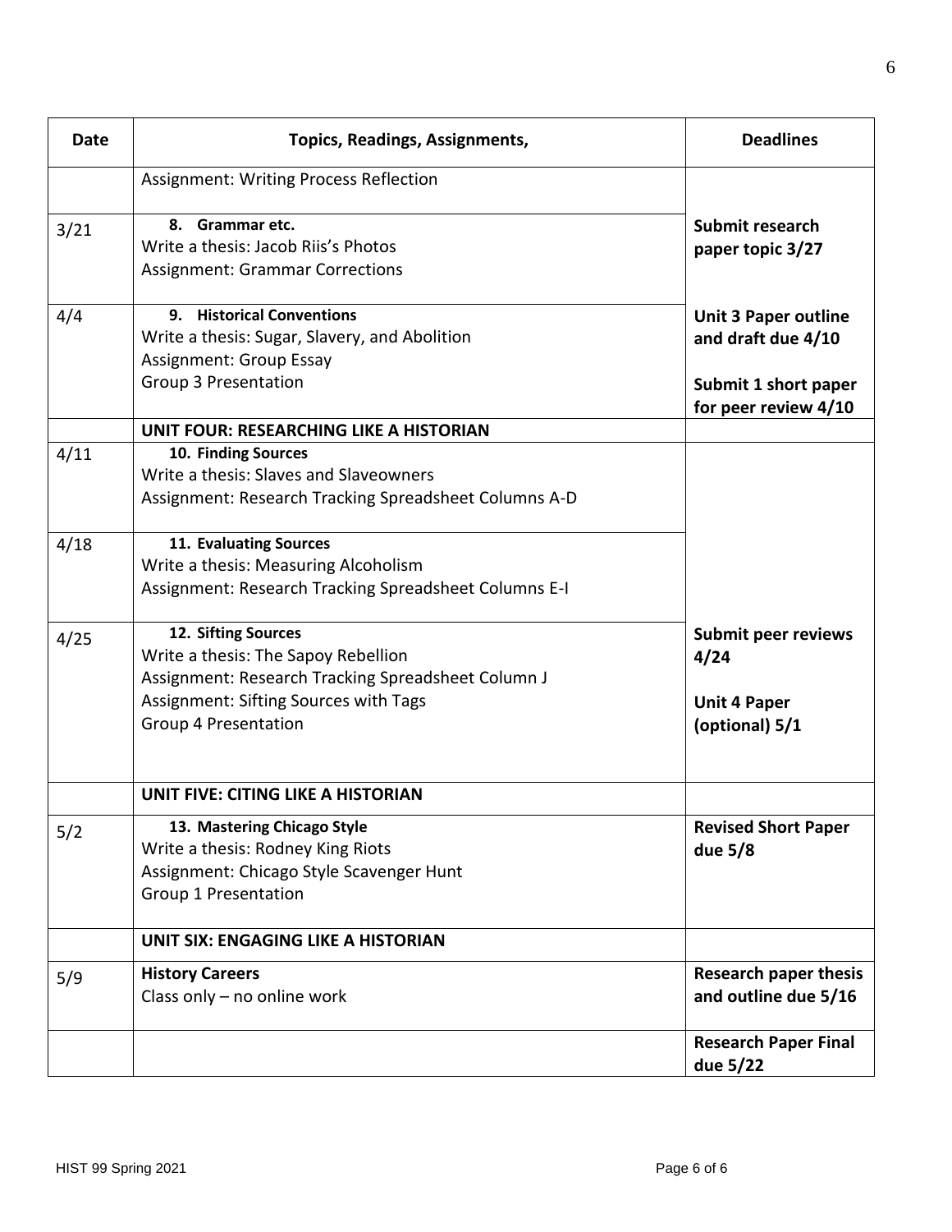| Date | Topics, Readings, Assignments, | Deadlines |
| --- | --- | --- |
| | Assignment: Writing Process Reflection | |
| 3/21 | **8. Grammar etc.**<br>Write a thesis: Jacob Riis's Photos<br>Assignment: Grammar Corrections | **Submit research paper topic 3/27** |
| 4/4 | **9. Historical Conventions**<br>Write a thesis: Sugar, Slavery, and Abolition<br>Assignment: Group Essay<br>Group 3 Presentation | **Unit 3 Paper outline and draft due 4/10**<br><br>**Submit 1 short paper for peer review 4/10** |
| | **UNIT FOUR: RESEARCHING LIKE A HISTORIAN** | |
| 4/11 | **10. Finding Sources**<br>Write a thesis: Slaves and Slaveowners<br>Assignment: Research Tracking Spreadsheet Columns A-D | |
| 4/18 | **11. Evaluating Sources**<br>Write a thesis: Measuring Alcoholism<br>Assignment: Research Tracking Spreadsheet Columns E-I | |
| 4/25 | **12. Sifting Sources**<br>Write a thesis: The Sapoy Rebellion<br>Assignment: Research Tracking Spreadsheet Column J<br>Assignment: Sifting Sources with Tags<br>Group 4 Presentation | **Submit peer reviews 4/24**<br><br>**Unit 4 Paper (optional) 5/1** |
| | **UNIT FIVE: CITING LIKE A HISTORIAN** | |
| 5/2 | **13. Mastering Chicago Style**<br>Write a thesis: Rodney King Riots<br>Assignment: Chicago Style Scavenger Hunt<br>Group 1 Presentation | **Revised Short Paper due 5/8** |
| | **UNIT SIX: ENGAGING LIKE A HISTORIAN** | |
| 5/9 | **History Careers**<br>Class only – no online work | **Research paper thesis and outline due 5/16** |
| | | **Research Paper Final due 5/22** |